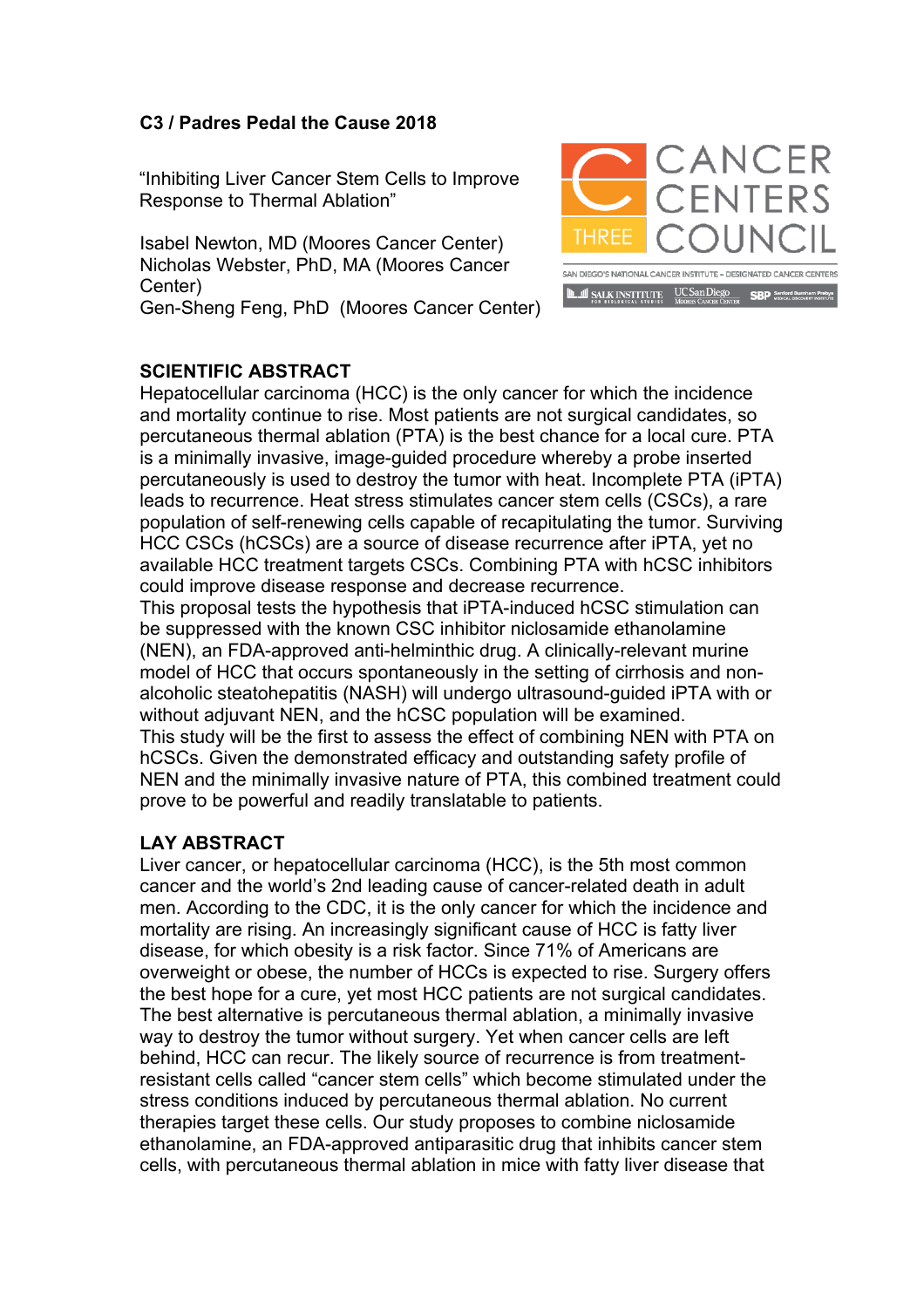**C3 / Padres Pedal the Cause 2018**

"Inhibiting Liver Cancer Stem Cells to Improve Response to Thermal Ablation"

Isabel Newton, MD (Moores Cancer Center)
Nicholas Webster, PhD, MA (Moores Cancer Center)
Gen-Sheng Feng, PhD (Moores Cancer Center)

CANCER CENTERS COUNCIL THREE

SAN DIEGO'S NATIONAL CANCER INSTITUTE – DESIGNATED CANCER CENTERS

SALK INSTITUTE FOR BIOLOGICAL STUDIES | UC San Diego Moores Cancer Center | SBP Sanford Burnham Prebys Medical Discovery Institute

## SCIENTIFIC ABSTRACT

Hepatocellular carcinoma (HCC) is the only cancer for which the incidence and mortality continue to rise. Most patients are not surgical candidates, so percutaneous thermal ablation (PTA) is the best chance for a local cure. PTA is a minimally invasive, image-guided procedure whereby a probe inserted percutaneously is used to destroy the tumor with heat. Incomplete PTA (iPTA) leads to recurrence. Heat stress stimulates cancer stem cells (CSCs), a rare population of self-renewing cells capable of recapitulating the tumor. Surviving HCC CSCs (hCSCs) are a source of disease recurrence after iPTA, yet no available HCC treatment targets CSCs. Combining PTA with hCSC inhibitors could improve disease response and decrease recurrence.
This proposal tests the hypothesis that iPTA-induced hCSC stimulation can be suppressed with the known CSC inhibitor niclosamide ethanolamine (NEN), an FDA-approved anti-helminthic drug. A clinically-relevant murine model of HCC that occurs spontaneously in the setting of cirrhosis and non-alcoholic steatohepatitis (NASH) will undergo ultrasound-guided iPTA with or without adjuvant NEN, and the hCSC population will be examined.
This study will be the first to assess the effect of combining NEN with PTA on hCSCs. Given the demonstrated efficacy and outstanding safety profile of NEN and the minimally invasive nature of PTA, this combined treatment could prove to be powerful and readily translatable to patients.

## LAY ABSTRACT

Liver cancer, or hepatocellular carcinoma (HCC), is the 5th most common cancer and the world's 2nd leading cause of cancer-related death in adult men. According to the CDC, it is the only cancer for which the incidence and mortality are rising. An increasingly significant cause of HCC is fatty liver disease, for which obesity is a risk factor. Since 71% of Americans are overweight or obese, the number of HCCs is expected to rise. Surgery offers the best hope for a cure, yet most HCC patients are not surgical candidates. The best alternative is percutaneous thermal ablation, a minimally invasive way to destroy the tumor without surgery. Yet when cancer cells are left behind, HCC can recur. The likely source of recurrence is from treatment-resistant cells called "cancer stem cells" which become stimulated under the stress conditions induced by percutaneous thermal ablation. No current therapies target these cells. Our study proposes to combine niclosamide ethanolamine, an FDA-approved antiparasitic drug that inhibits cancer stem cells, with percutaneous thermal ablation in mice with fatty liver disease that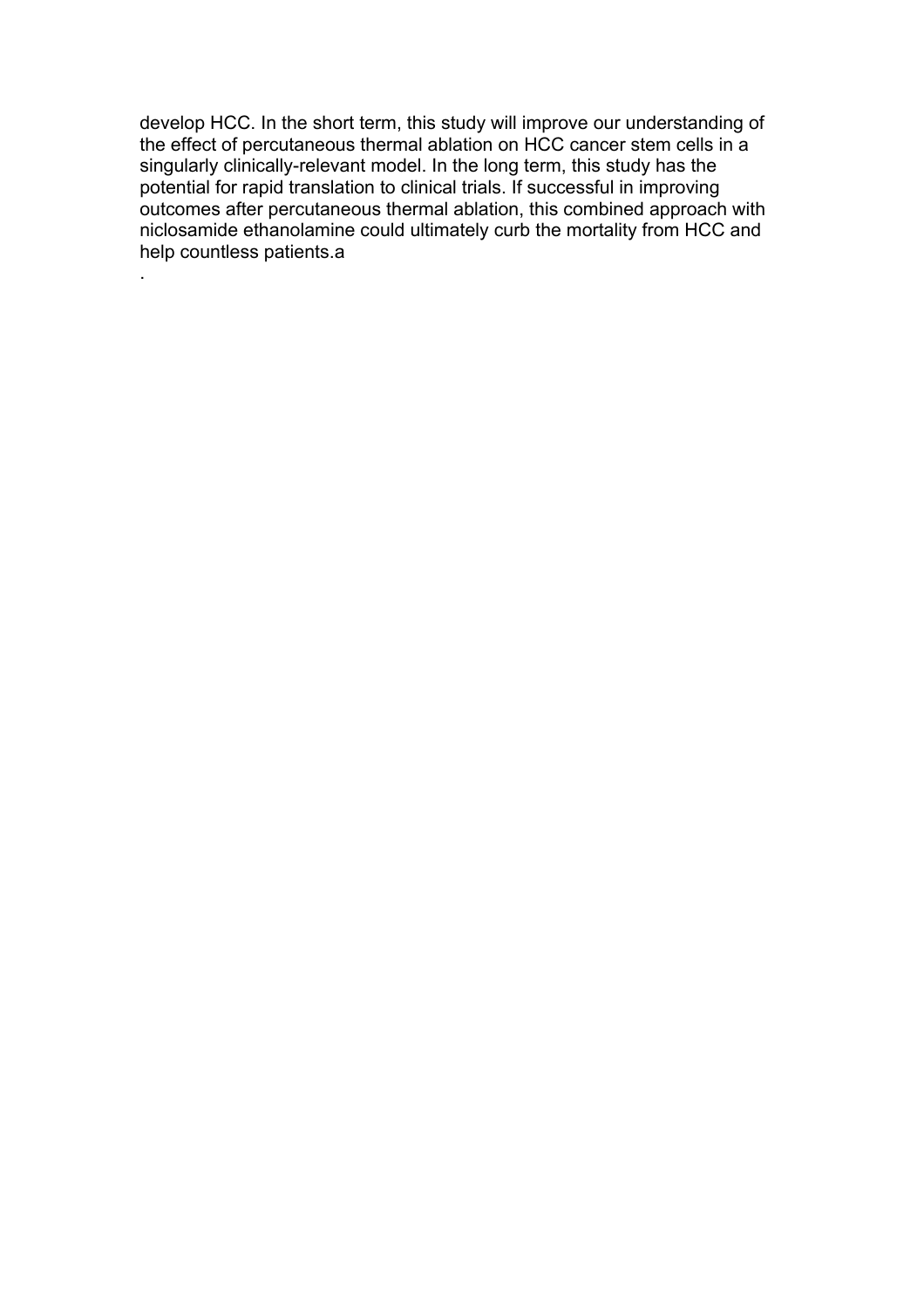develop HCC. In the short term, this study will improve our understanding of the effect of percutaneous thermal ablation on HCC cancer stem cells in a singularly clinically-relevant model. In the long term, this study has the potential for rapid translation to clinical trials. If successful in improving outcomes after percutaneous thermal ablation, this combined approach with niclosamide ethanolamine could ultimately curb the mortality from HCC and help countless patients.a

.